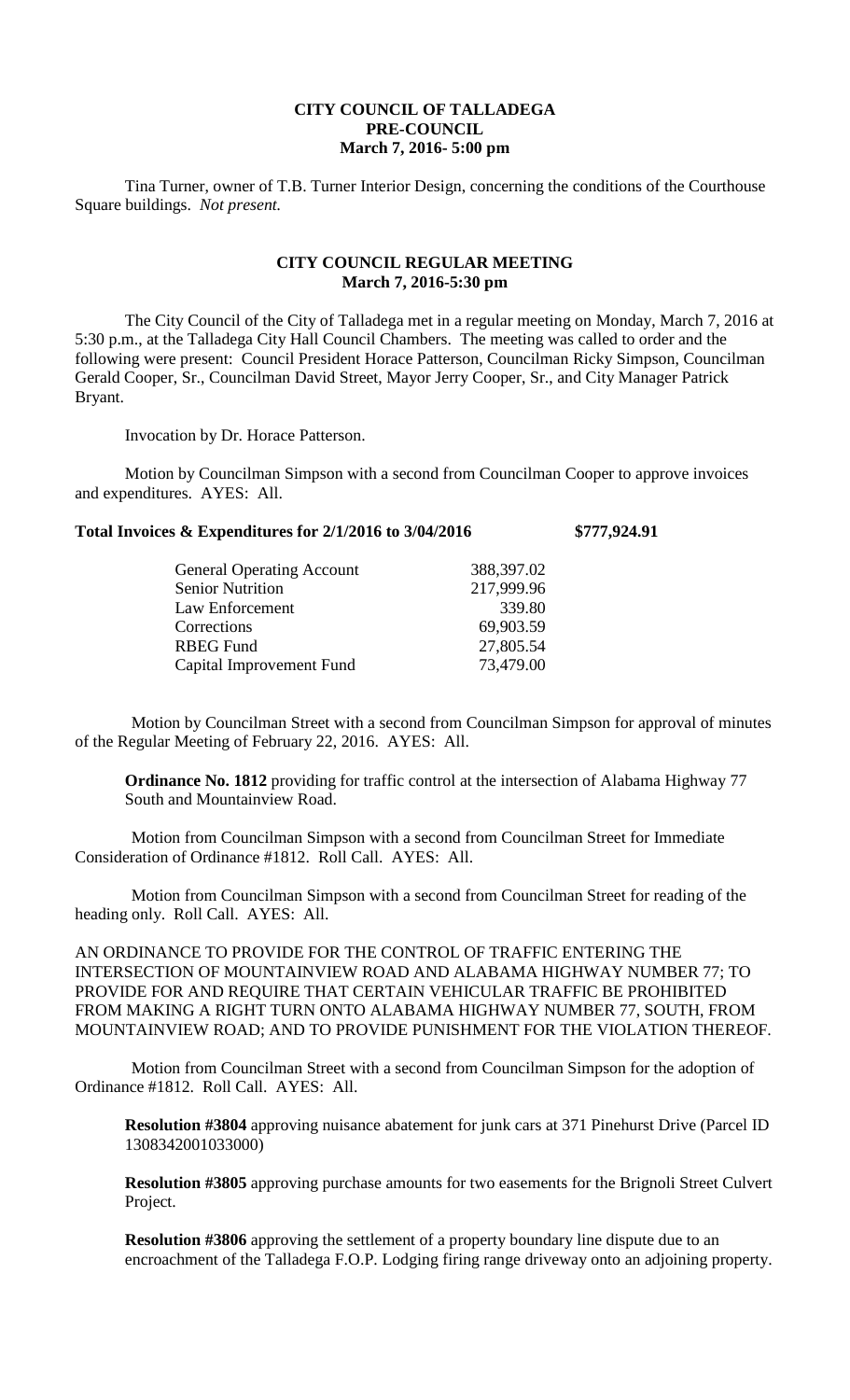# CITY COUNCIL OF TALLADEGA
## PRE-COUNCIL
### March 7, 2016- 5:00 pm

Tina Turner, owner of T.B. Turner Interior Design, concerning the conditions of the Courthouse Square buildings. *Not present.*

## CITY COUNCIL REGULAR MEETING
### March 7, 2016-5:30 pm

The City Council of the City of Talladega met in a regular meeting on Monday, March 7, 2016 at 5:30 p.m., at the Talladega City Hall Council Chambers. The meeting was called to order and the following were present: Council President Horace Patterson, Councilman Ricky Simpson, Councilman Gerald Cooper, Sr., Councilman David Street, Mayor Jerry Cooper, Sr., and City Manager Patrick Bryant.

Invocation by Dr. Horace Patterson.

Motion by Councilman Simpson with a second from Councilman Cooper to approve invoices and expenditures. AYES: All.

**Total Invoices & Expenditures for 2/1/2016 to 3/04/2016 $777,924.91**

| | |
|---|---|
| General Operating Account | 388,397.02 |
| Senior Nutrition | 217,999.96 |
| Law Enforcement | 339.80 |
| Corrections | 69,903.59 |
| RBEG Fund | 27,805.54 |
| Capital Improvement Fund | 73,479.00 |

Motion by Councilman Street with a second from Councilman Simpson for approval of minutes of the Regular Meeting of February 22, 2016. AYES: All.

**Ordinance No. 1812** providing for traffic control at the intersection of Alabama Highway 77 South and Mountainview Road.

Motion from Councilman Simpson with a second from Councilman Street for Immediate Consideration of Ordinance #1812. Roll Call. AYES: All.

Motion from Councilman Simpson with a second from Councilman Street for reading of the heading only. Roll Call. AYES: All.

AN ORDINANCE TO PROVIDE FOR THE CONTROL OF TRAFFIC ENTERING THE INTERSECTION OF MOUNTAINVIEW ROAD AND ALABAMA HIGHWAY NUMBER 77; TO PROVIDE FOR AND REQUIRE THAT CERTAIN VEHICULAR TRAFFIC BE PROHIBITED FROM MAKING A RIGHT TURN ONTO ALABAMA HIGHWAY NUMBER 77, SOUTH, FROM MOUNTAINVIEW ROAD; AND TO PROVIDE PUNISHMENT FOR THE VIOLATION THEREOF.

Motion from Councilman Street with a second from Councilman Simpson for the adoption of Ordinance #1812. Roll Call. AYES: All.

**Resolution #3804** approving nuisance abatement for junk cars at 371 Pinehurst Drive (Parcel ID 1308342001033000)

**Resolution #3805** approving purchase amounts for two easements for the Brignoli Street Culvert Project.

**Resolution #3806** approving the settlement of a property boundary line dispute due to an encroachment of the Talladega F.O.P. Lodging firing range driveway onto an adjoining property.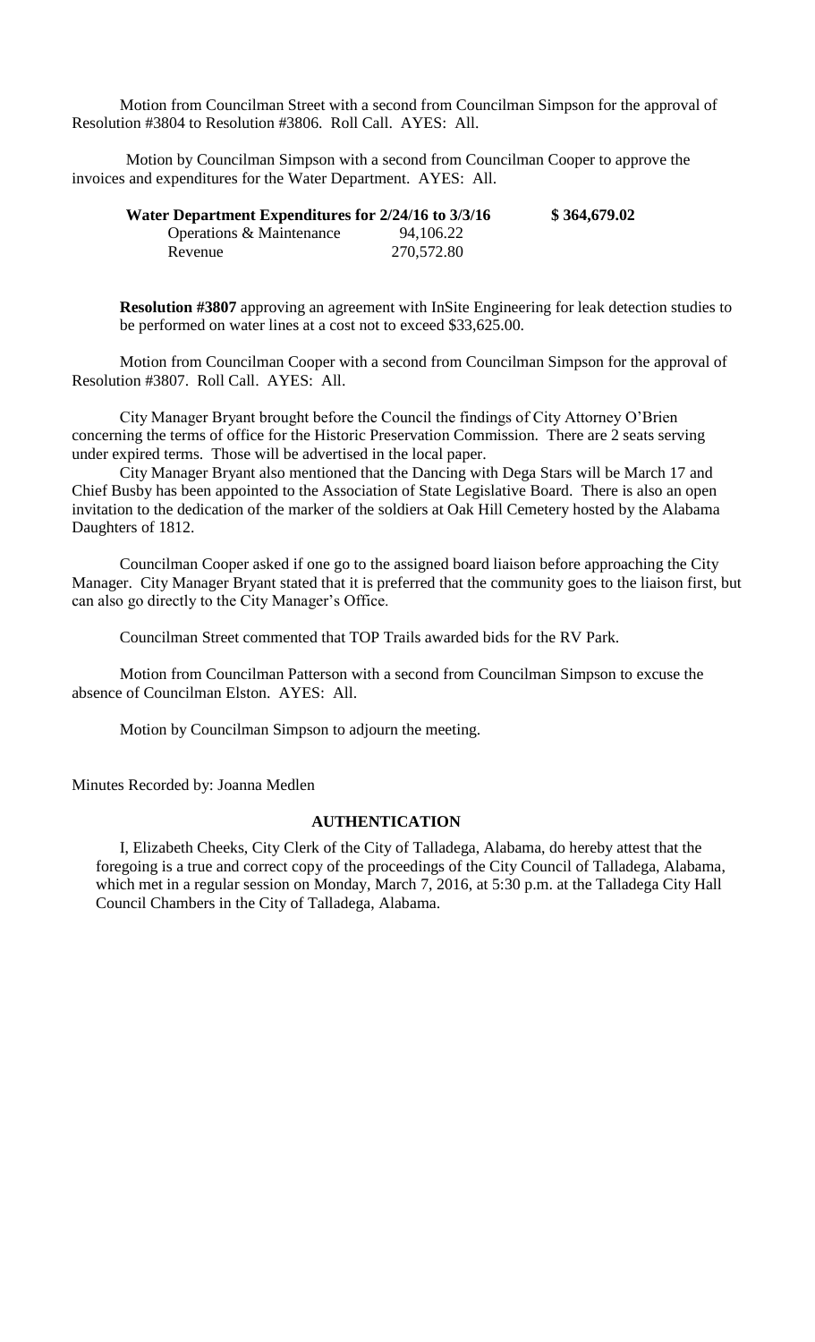Motion from Councilman Street with a second from Councilman Simpson for the approval of Resolution #3804 to Resolution #3806. Roll Call. AYES: All.

Motion by Councilman Simpson with a second from Councilman Cooper to approve the invoices and expenditures for the Water Department. AYES: All.

| | | |
|---|---|---|
| **Water Department Expenditures for 2/24/16 to 3/3/16** | | **$ 364,679.02** |
| Operations & Maintenance | 94,106.22 | |
| Revenue | 270,572.80 | |

**Resolution #3807** approving an agreement with InSite Engineering for leak detection studies to be performed on water lines at a cost not to exceed $33,625.00.

Motion from Councilman Cooper with a second from Councilman Simpson for the approval of Resolution #3807. Roll Call. AYES: All.

City Manager Bryant brought before the Council the findings of City Attorney O'Brien concerning the terms of office for the Historic Preservation Commission. There are 2 seats serving under expired terms. Those will be advertised in the local paper.

City Manager Bryant also mentioned that the Dancing with Dega Stars will be March 17 and Chief Busby has been appointed to the Association of State Legislative Board. There is also an open invitation to the dedication of the marker of the soldiers at Oak Hill Cemetery hosted by the Alabama Daughters of 1812.

Councilman Cooper asked if one go to the assigned board liaison before approaching the City Manager. City Manager Bryant stated that it is preferred that the community goes to the liaison first, but can also go directly to the City Manager's Office.

Councilman Street commented that TOP Trails awarded bids for the RV Park.

Motion from Councilman Patterson with a second from Councilman Simpson to excuse the absence of Councilman Elston. AYES: All.

Motion by Councilman Simpson to adjourn the meeting.

Minutes Recorded by: Joanna Medlen

## AUTHENTICATION

I, Elizabeth Cheeks, City Clerk of the City of Talladega, Alabama, do hereby attest that the foregoing is a true and correct copy of the proceedings of the City Council of Talladega, Alabama, which met in a regular session on Monday, March 7, 2016, at 5:30 p.m. at the Talladega City Hall Council Chambers in the City of Talladega, Alabama.